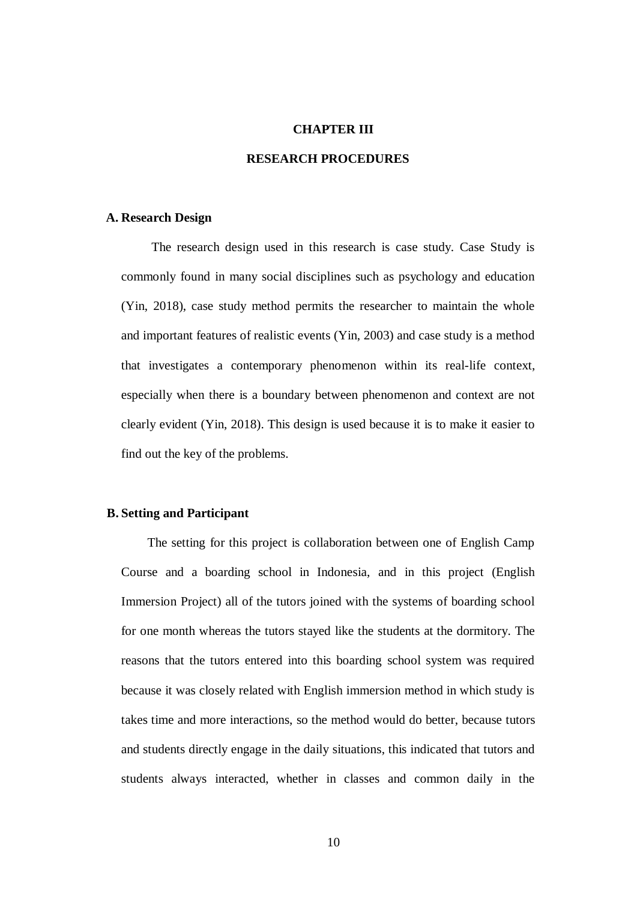# CHAPTER III

# RESEARCH PROCEDURES

## A. Research Design

The research design used in this research is case study. Case Study is commonly found in many social disciplines such as psychology and education (Yin, 2018), case study method permits the researcher to maintain the whole and important features of realistic events (Yin, 2003) and case study is a method that investigates a contemporary phenomenon within its real-life context, especially when there is a boundary between phenomenon and context are not clearly evident (Yin, 2018). This design is used because it is to make it easier to find out the key of the problems.

## B. Setting and Participant

The setting for this project is collaboration between one of English Camp Course and a boarding school in Indonesia, and in this project (English Immersion Project) all of the tutors joined with the systems of boarding school for one month whereas the tutors stayed like the students at the dormitory. The reasons that the tutors entered into this boarding school system was required because it was closely related with English immersion method in which study is takes time and more interactions, so the method would do better, because tutors and students directly engage in the daily situations, this indicated that tutors and students always interacted, whether in classes and common daily in the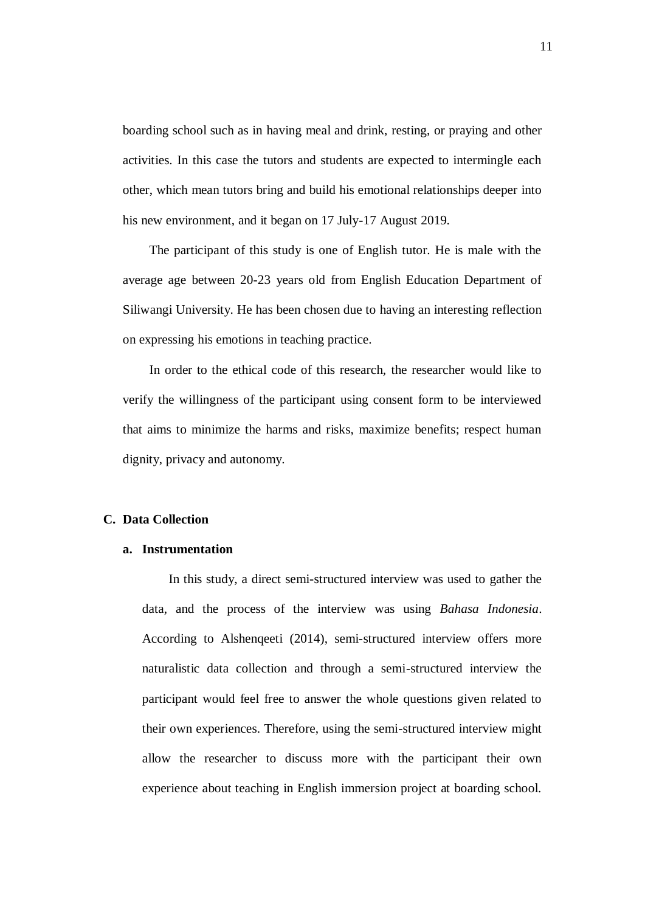boarding school such as in having meal and drink, resting, or praying and other activities. In this case the tutors and students are expected to intermingle each other, which mean tutors bring and build his emotional relationships deeper into his new environment, and it began on 17 July-17 August 2019.

The participant of this study is one of English tutor. He is male with the average age between 20-23 years old from English Education Department of Siliwangi University. He has been chosen due to having an interesting reflection on expressing his emotions in teaching practice.

In order to the ethical code of this research, the researcher would like to verify the willingness of the participant using consent form to be interviewed that aims to minimize the harms and risks, maximize benefits; respect human dignity, privacy and autonomy.

## C. Data Collection

### a. Instrumentation

In this study, a direct semi-structured interview was used to gather the data, and the process of the interview was using *Bahasa Indonesia*. According to Alshenqeeti (2014), semi-structured interview offers more naturalistic data collection and through a semi-structured interview the participant would feel free to answer the whole questions given related to their own experiences. Therefore, using the semi-structured interview might allow the researcher to discuss more with the participant their own experience about teaching in English immersion project at boarding school.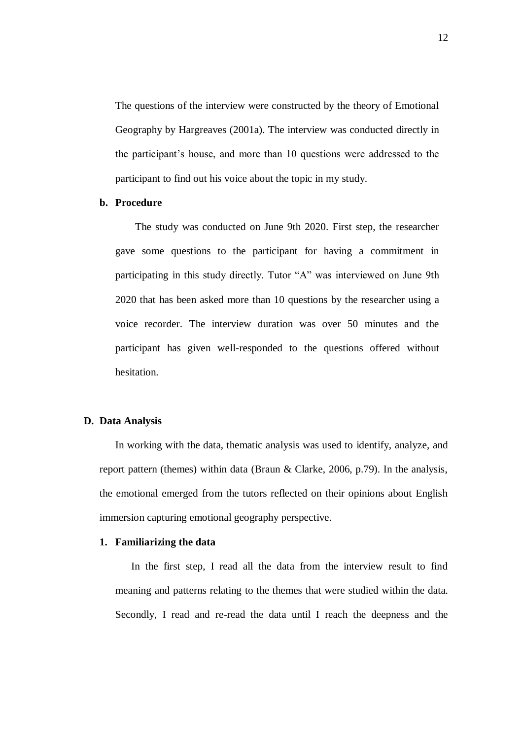The questions of the interview were constructed by the theory of Emotional Geography by Hargreaves (2001a). The interview was conducted directly in the participant's house, and more than 10 questions were addressed to the participant to find out his voice about the topic in my study.

**b. Procedure**

The study was conducted on June 9th 2020. First step, the researcher gave some questions to the participant for having a commitment in participating in this study directly. Tutor "A" was interviewed on June 9th 2020 that has been asked more than 10 questions by the researcher using a voice recorder. The interview duration was over 50 minutes and the participant has given well-responded to the questions offered without hesitation.

## D. Data Analysis

In working with the data, thematic analysis was used to identify, analyze, and report pattern (themes) within data (Braun & Clarke, 2006, p.79). In the analysis, the emotional emerged from the tutors reflected on their opinions about English immersion capturing emotional geography perspective.

**1. Familiarizing the data**

In the first step, I read all the data from the interview result to find meaning and patterns relating to the themes that were studied within the data. Secondly, I read and re-read the data until I reach the deepness and the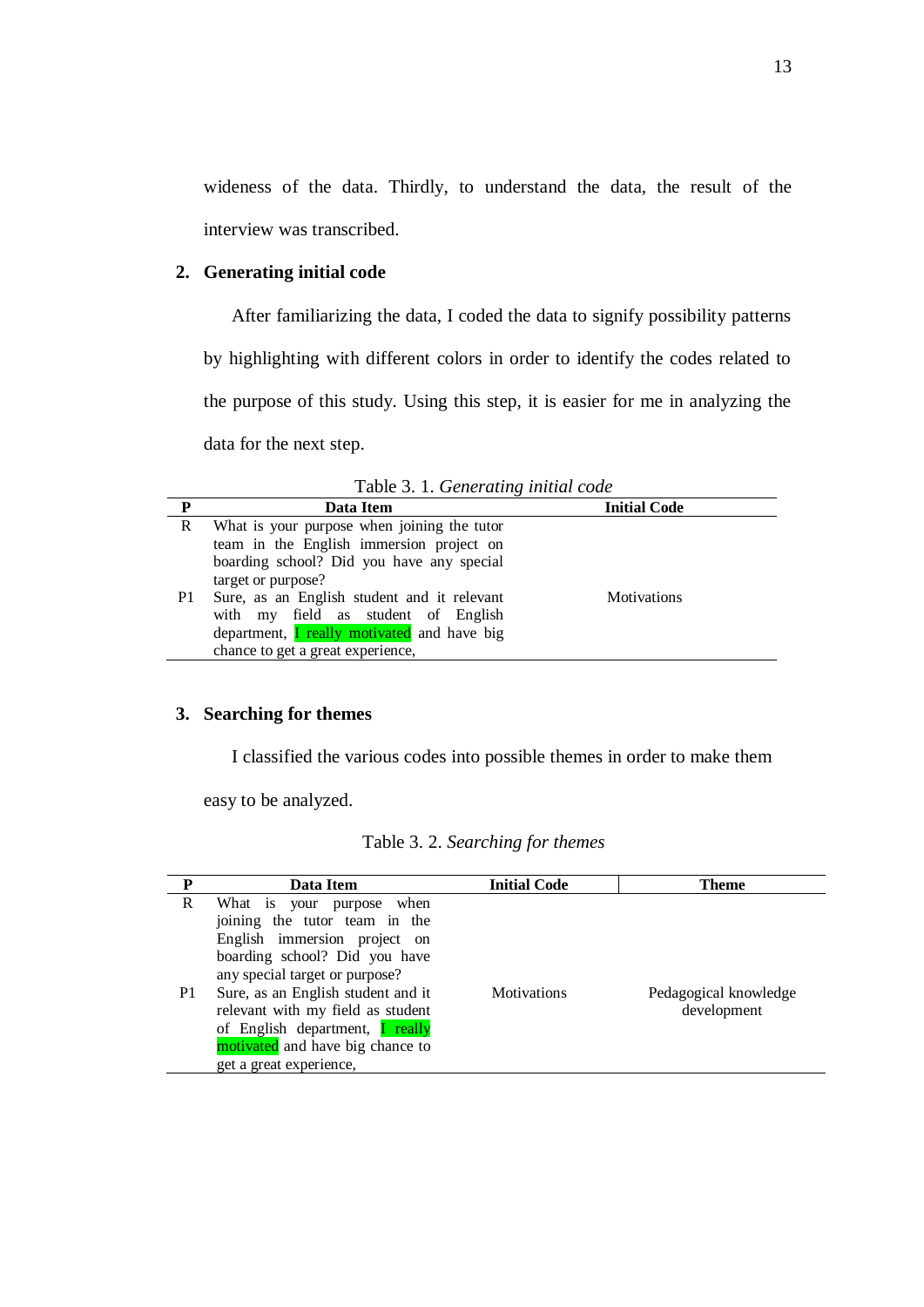wideness of the data. Thirdly, to understand the data, the result of the interview was transcribed.

**2. Generating initial code**

After familiarizing the data, I coded the data to signify possibility patterns by highlighting with different colors in order to identify the codes related to the purpose of this study. Using this step, it is easier for me in analyzing the data for the next step.

Table 3. 1. *Generating initial code*

| P | Data Item | Initial Code |
|---|---|---|
| R | What is your purpose when joining the tutor team in the English immersion project on boarding school? Did you have any special target or purpose? | |
| P1 | Sure, as an English student and it relevant with my field as student of English department, I really motivated and have big chance to get a great experience, | Motivations |

**3. Searching for themes**

I classified the various codes into possible themes in order to make them easy to be analyzed.

Table 3. 2. *Searching for themes*

| P | Data Item | Initial Code | Theme |
|---|---|---|---|
| R | What is your purpose when joining the tutor team in the English immersion project on boarding school? Did you have any special target or purpose? | | |
| P1 | Sure, as an English student and it relevant with my field as student of English department, I really motivated and have big chance to get a great experience, | Motivations | Pedagogical knowledge development |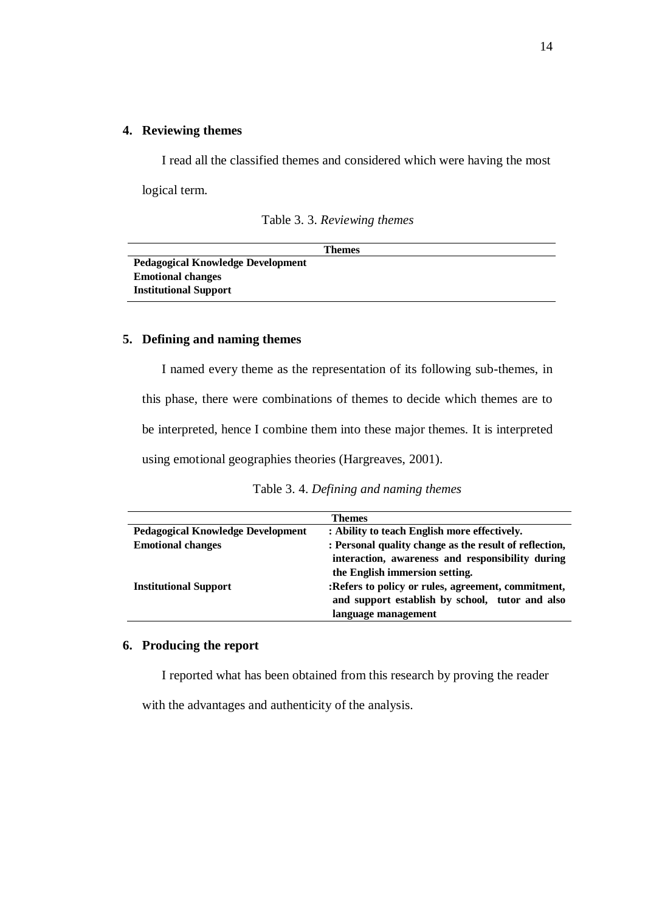**4. Reviewing themes**

I read all the classified themes and considered which were having the most logical term.

Table 3. 3. *Reviewing themes*

| Themes |
|---|
| **Pedagogical Knowledge Development** |
| **Emotional changes** |
| **Institutional Support** |

**5. Defining and naming themes**

I named every theme as the representation of its following sub-themes, in this phase, there were combinations of themes to decide which themes are to be interpreted, hence I combine them into these major themes. It is interpreted using emotional geographies theories (Hargreaves, 2001).

Table 3. 4. *Defining and naming themes*

| Themes | |
|---|---|
| **Pedagogical Knowledge Development** | **: Ability to teach English more effectively.** |
| **Emotional changes** | **: Personal quality change as the result of reflection, interaction, awareness and responsibility during the English immersion setting.** |
| **Institutional Support** | **:Refers to policy or rules, agreement, commitment, and support establish by school, tutor and also language management** |

**6. Producing the report**

I reported what has been obtained from this research by proving the reader with the advantages and authenticity of the analysis.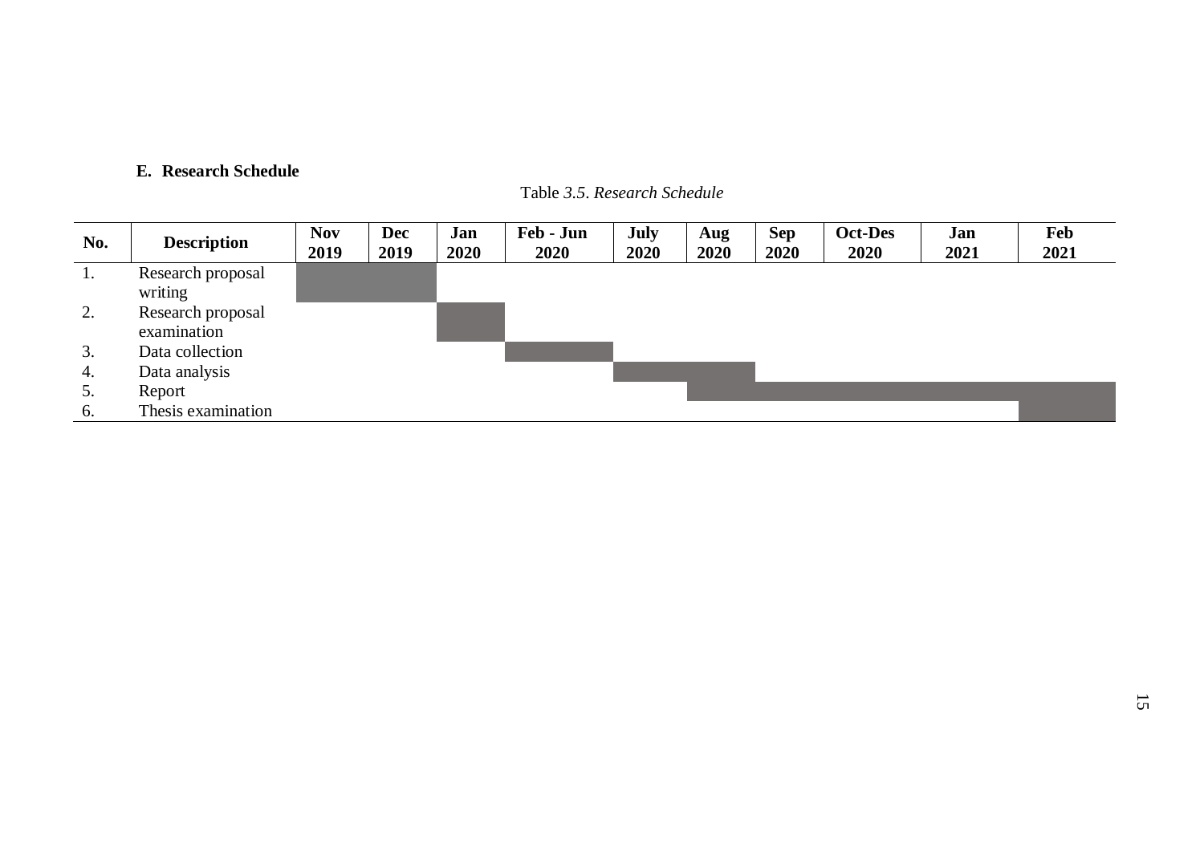### E. Research Schedule

Table *3.5*. *Research Schedule*

| No. | Description | Nov 2019 | Dec 2019 | Jan 2020 | Feb - Jun 2020 | July 2020 | Aug 2020 | Sep 2020 | Oct-Des 2020 | Jan 2021 | Feb 2021 |
|---|---|---|---|---|---|---|---|---|---|---|---|
| 1. | Research proposal writing | ■ | ■ | | | | | | | | |
| 2. | Research proposal examination | | | ■ | | | | | | | |
| 3. | Data collection | | | | ■ | | | | | | |
| 4. | Data analysis | | | | | ■ | ■ | | | | |
| 5. | Report | | | | | | ■ | ■ | ■ | ■ | ■ |
| 6. | Thesis examination | | | | | | | | | | ■ |